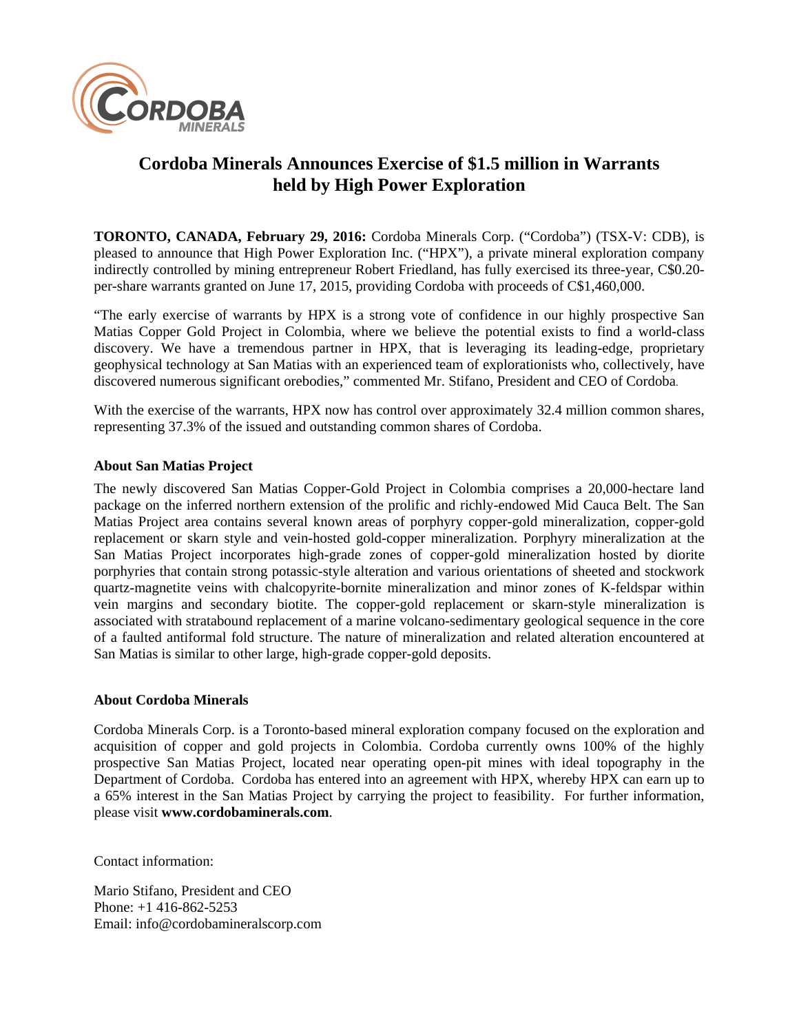# Cordoba Minerals Announces Exercise of $1.5 million in Warrants held by High Power Exploration

**TORONTO, CANADA, February 29, 2016:** Cordoba Minerals Corp. ("Cordoba") (TSX-V: CDB), is pleased to announce that High Power Exploration Inc. ("HPX"), a private mineral exploration company indirectly controlled by mining entrepreneur Robert Friedland, has fully exercised its three-year, C$0.20-per-share warrants granted on June 17, 2015, providing Cordoba with proceeds of C$1,460,000.

"The early exercise of warrants by HPX is a strong vote of confidence in our highly prospective San Matias Copper Gold Project in Colombia, where we believe the potential exists to find a world-class discovery. We have a tremendous partner in HPX, that is leveraging its leading-edge, proprietary geophysical technology at San Matias with an experienced team of explorationists who, collectively, have discovered numerous significant orebodies," commented Mr. Stifano, President and CEO of Cordoba.

With the exercise of the warrants, HPX now has control over approximately 32.4 million common shares, representing 37.3% of the issued and outstanding common shares of Cordoba.

**About San Matias Project**

The newly discovered San Matias Copper-Gold Project in Colombia comprises a 20,000-hectare land package on the inferred northern extension of the prolific and richly-endowed Mid Cauca Belt. The San Matias Project area contains several known areas of porphyry copper-gold mineralization, copper-gold replacement or skarn style and vein-hosted gold-copper mineralization. Porphyry mineralization at the San Matias Project incorporates high-grade zones of copper-gold mineralization hosted by diorite porphyries that contain strong potassic-style alteration and various orientations of sheeted and stockwork quartz-magnetite veins with chalcopyrite-bornite mineralization and minor zones of K-feldspar within vein margins and secondary biotite. The copper-gold replacement or skarn-style mineralization is associated with stratabound replacement of a marine volcano-sedimentary geological sequence in the core of a faulted antiformal fold structure. The nature of mineralization and related alteration encountered at San Matias is similar to other large, high-grade copper-gold deposits.

**About Cordoba Minerals**

Cordoba Minerals Corp. is a Toronto-based mineral exploration company focused on the exploration and acquisition of copper and gold projects in Colombia. Cordoba currently owns 100% of the highly prospective San Matias Project, located near operating open-pit mines with ideal topography in the Department of Cordoba. Cordoba has entered into an agreement with HPX, whereby HPX can earn up to a 65% interest in the San Matias Project by carrying the project to feasibility. For further information, please visit **www.cordobaminerals.com**.

Contact information:

Mario Stifano, President and CEO
Phone: +1 416-862-5253
Email: info@cordobamineralscorp.com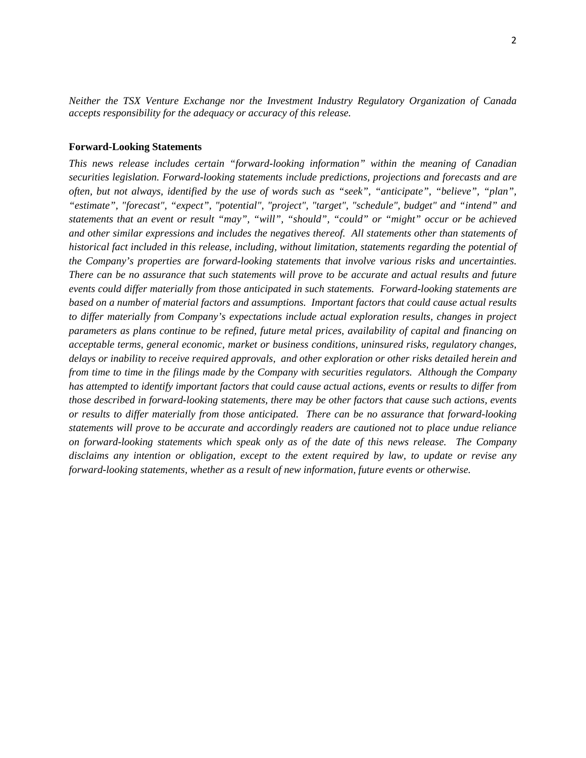*Neither the TSX Venture Exchange nor the Investment Industry Regulatory Organization of Canada accepts responsibility for the adequacy or accuracy of this release.*

**Forward-Looking Statements**

*This news release includes certain "forward-looking information" within the meaning of Canadian securities legislation. Forward-looking statements include predictions, projections and forecasts and are often, but not always, identified by the use of words such as "seek", "anticipate", "believe", "plan", "estimate", "forecast", "expect", "potential", "project", "target", "schedule", budget" and "intend" and statements that an event or result "may", "will", "should", "could" or "might" occur or be achieved and other similar expressions and includes the negatives thereof. All statements other than statements of historical fact included in this release, including, without limitation, statements regarding the potential of the Company's properties are forward-looking statements that involve various risks and uncertainties. There can be no assurance that such statements will prove to be accurate and actual results and future events could differ materially from those anticipated in such statements. Forward-looking statements are based on a number of material factors and assumptions. Important factors that could cause actual results to differ materially from Company's expectations include actual exploration results, changes in project parameters as plans continue to be refined, future metal prices, availability of capital and financing on acceptable terms, general economic, market or business conditions, uninsured risks, regulatory changes, delays or inability to receive required approvals, and other exploration or other risks detailed herein and from time to time in the filings made by the Company with securities regulators. Although the Company has attempted to identify important factors that could cause actual actions, events or results to differ from those described in forward-looking statements, there may be other factors that cause such actions, events or results to differ materially from those anticipated. There can be no assurance that forward-looking statements will prove to be accurate and accordingly readers are cautioned not to place undue reliance on forward-looking statements which speak only as of the date of this news release. The Company disclaims any intention or obligation, except to the extent required by law, to update or revise any forward-looking statements, whether as a result of new information, future events or otherwise.*